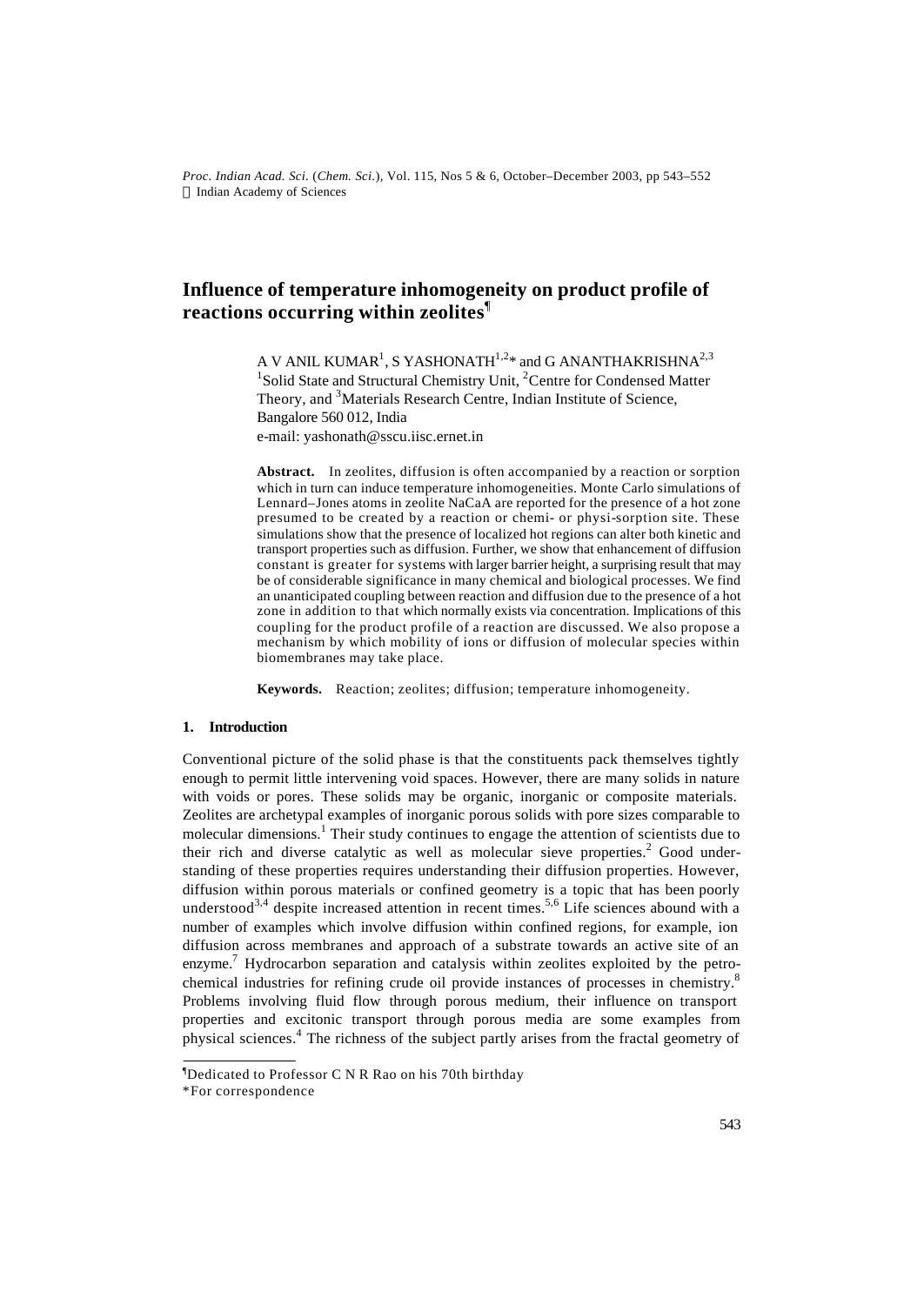# Influence of temperature inhomogeneity on product profile of reactions occurring within zeolites[¶]

A V ANIL KUMAR[1], S YASHONATH[1,2]* and G ANANTHAKRISHNA[2,3]

[1]Solid State and Structural Chemistry Unit, [2]Centre for Condensed Matter Theory, and [3]Materials Research Centre, Indian Institute of Science, Bangalore 560 012, India

e-mail: yashonath@sscu.iisc.ernet.in

**Abstract.** In zeolites, diffusion is often accompanied by a reaction or sorption which in turn can induce temperature inhomogeneities. Monte Carlo simulations of Lennard–Jones atoms in zeolite NaCaA are reported for the presence of a hot zone presumed to be created by a reaction or chemi- or physi-sorption site. These simulations show that the presence of localized hot regions can alter both kinetic and transport properties such as diffusion. Further, we show that enhancement of diffusion constant is greater for systems with larger barrier height, a surprising result that may be of considerable significance in many chemical and biological processes. We find an unanticipated coupling between reaction and diffusion due to the presence of a hot zone in addition to that which normally exists via concentration. Implications of this coupling for the product profile of a reaction are discussed. We also propose a mechanism by which mobility of ions or diffusion of molecular species within biomembranes may take place.

**Keywords.** Reaction; zeolites; diffusion; temperature inhomogeneity.

## 1. Introduction

Conventional picture of the solid phase is that the constituents pack themselves tightly enough to permit little intervening void spaces. However, there are many solids in nature with voids or pores. These solids may be organic, inorganic or composite materials. Zeolites are archetypal examples of inorganic porous solids with pore sizes comparable to molecular dimensions.[1] Their study continues to engage the attention of scientists due to their rich and diverse catalytic as well as molecular sieve properties.[2] Good understanding of these properties requires understanding their diffusion properties. However, diffusion within porous materials or confined geometry is a topic that has been poorly understood[3,4] despite increased attention in recent times.[5,6] Life sciences abound with a number of examples which involve diffusion within confined regions, for example, ion diffusion across membranes and approach of a substrate towards an active site of an enzyme.[7] Hydrocarbon separation and catalysis within zeolites exploited by the petrochemical industries for refining crude oil provide instances of processes in chemistry.[8] Problems involving fluid flow through porous medium, their influence on transport properties and excitonic transport through porous media are some examples from physical sciences.[4] The richness of the subject partly arises from the fractal geometry of

---

[¶]Dedicated to Professor C N R Rao on his 70th birthday

*For correspondence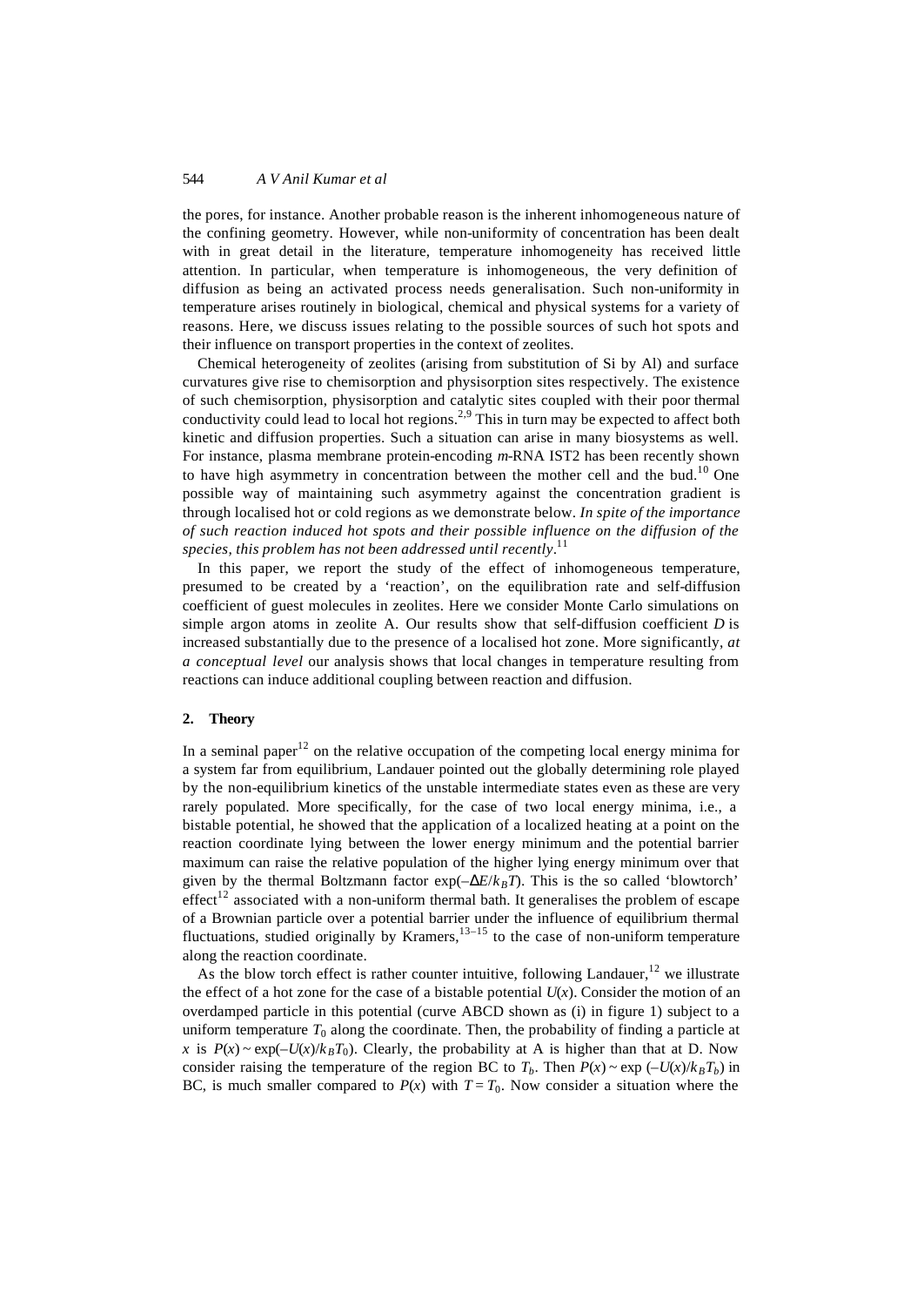the pores, for instance. Another probable reason is the inherent inhomogeneous nature of the confining geometry. However, while non-uniformity of concentration has been dealt with in great detail in the literature, temperature inhomogeneity has received little attention. In particular, when temperature is inhomogeneous, the very definition of diffusion as being an activated process needs generalisation. Such non-uniformity in temperature arises routinely in biological, chemical and physical systems for a variety of reasons. Here, we discuss issues relating to the possible sources of such hot spots and their influence on transport properties in the context of zeolites.

Chemical heterogeneity of zeolites (arising from substitution of Si by Al) and surface curvatures give rise to chemisorption and physisorption sites respectively. The existence of such chemisorption, physisorption and catalytic sites coupled with their poor thermal conductivity could lead to local hot regions.[2,9] This in turn may be expected to affect both kinetic and diffusion properties. Such a situation can arise in many biosystems as well. For instance, plasma membrane protein-encoding *m*-RNA IST2 has been recently shown to have high asymmetry in concentration between the mother cell and the bud.[10] One possible way of maintaining such asymmetry against the concentration gradient is through localised hot or cold regions as we demonstrate below. *In spite of the importance of such reaction induced hot spots and their possible influence on the diffusion of the species, this problem has not been addressed until recently*.[11]

In this paper, we report the study of the effect of inhomogeneous temperature, presumed to be created by a 'reaction', on the equilibration rate and self-diffusion coefficient of guest molecules in zeolites. Here we consider Monte Carlo simulations on simple argon atoms in zeolite A. Our results show that self-diffusion coefficient $D$ is increased substantially due to the presence of a localised hot zone. More significantly, *at a conceptual level* our analysis shows that local changes in temperature resulting from reactions can induce additional coupling between reaction and diffusion.

## 2. Theory

In a seminal paper[12] on the relative occupation of the competing local energy minima for a system far from equilibrium, Landauer pointed out the globally determining role played by the non-equilibrium kinetics of the unstable intermediate states even as these are very rarely populated. More specifically, for the case of two local energy minima, i.e., a bistable potential, he showed that the application of a localized heating at a point on the reaction coordinate lying between the lower energy minimum and the potential barrier maximum can raise the relative population of the higher lying energy minimum over that given by the thermal Boltzmann factor $\exp(-\Delta E/k_B T)$. This is the so called 'blowtorch' effect[12] associated with a non-uniform thermal bath. It generalises the problem of escape of a Brownian particle over a potential barrier under the influence of equilibrium thermal fluctuations, studied originally by Kramers,[13–15] to the case of non-uniform temperature along the reaction coordinate.

As the blow torch effect is rather counter intuitive, following Landauer,[12] we illustrate the effect of a hot zone for the case of a bistable potential $U(x)$. Consider the motion of an overdamped particle in this potential (curve ABCD shown as (i) in figure 1) subject to a uniform temperature $T_0$ along the coordinate. Then, the probability of finding a particle at $x$ is $P(x) \sim \exp(-U(x)/k_B T_0)$. Clearly, the probability at A is higher than that at D. Now consider raising the temperature of the region BC to $T_b$. Then $P(x) \sim \exp(-U(x)/k_B T_b)$ in BC, is much smaller compared to $P(x)$ with $T = T_0$. Now consider a situation where the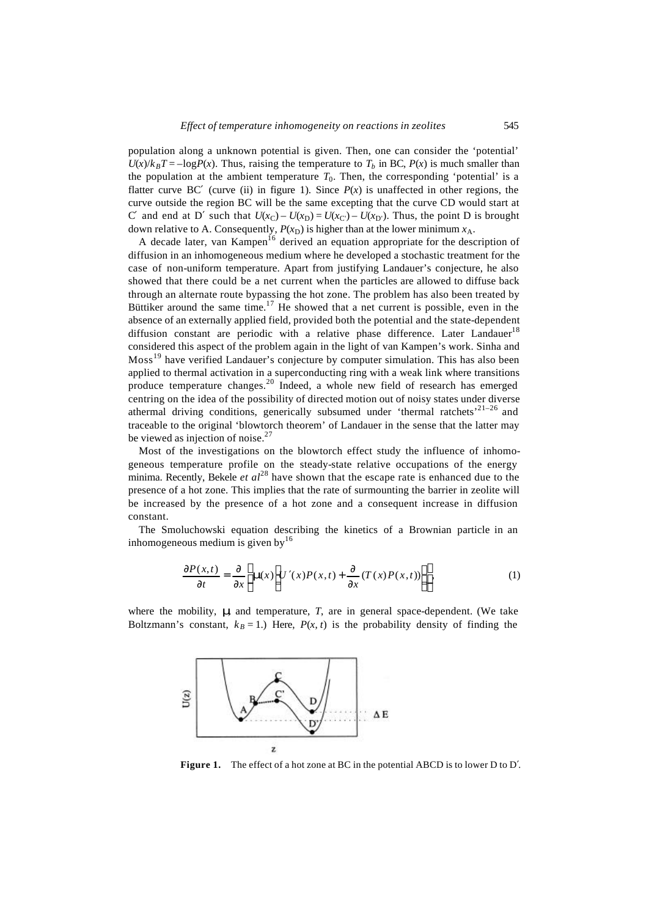population along a unknown potential is given. Then, one can consider the 'potential' $U(x)/k_BT = -\log P(x)$. Thus, raising the temperature to $T_b$ in BC, $P(x)$ is much smaller than the population at the ambient temperature $T_0$. Then, the corresponding 'potential' is a flatter curve BC′ (curve (ii) in figure 1). Since $P(x)$ is unaffected in other regions, the curve outside the region BC will be the same excepting that the curve CD would start at C′ and end at D′ such that $U(x_C) - U(x_D) = U(x_{C'}) - U(x_{D'})$. Thus, the point D is brought down relative to A. Consequently, $P(x_D)$ is higher than at the lower minimum $x_A$.

A decade later, van Kampen[16] derived an equation appropriate for the description of diffusion in an inhomogeneous medium where he developed a stochastic treatment for the case of non-uniform temperature. Apart from justifying Landauer's conjecture, he also showed that there could be a net current when the particles are allowed to diffuse back through an alternate route bypassing the hot zone. The problem has also been treated by Büttiker around the same time.[17] He showed that a net current is possible, even in the absence of an externally applied field, provided both the potential and the state-dependent diffusion constant are periodic with a relative phase difference. Later Landauer[18] considered this aspect of the problem again in the light of van Kampen's work. Sinha and Moss[19] have verified Landauer's conjecture by computer simulation. This has also been applied to thermal activation in a superconducting ring with a weak link where transitions produce temperature changes.[20] Indeed, a whole new field of research has emerged centring on the idea of the possibility of directed motion out of noisy states under diverse athermal driving conditions, generically subsumed under 'thermal ratchets'[21–26] and traceable to the original 'blowtorch theorem' of Landauer in the sense that the latter may be viewed as injection of noise.[27]

Most of the investigations on the blowtorch effect study the influence of inhomogeneous temperature profile on the steady-state relative occupations of the energy minima. Recently, Bekele *et al*[28] have shown that the escape rate is enhanced due to the presence of a hot zone. This implies that the rate of surmounting the barrier in zeolite will be increased by the presence of a hot zone and a consequent increase in diffusion constant.

The Smoluchowski equation describing the kinetics of a Brownian particle in an inhomogeneous medium is given by[16]

$$\frac{\partial P(x,t)}{\partial t} = \frac{\partial}{\partial x}\left[\mu(x)\left(U'(x)P(x,t) + \frac{\partial}{\partial x}(T(x)P(x,t))\right)\right], \tag{1}$$

where the mobility, $\mu$ and temperature, $T$, are in general space-dependent. (We take Boltzmann's constant, $k_B = 1$.) Here, $P(x, t)$ is the probability density of finding the

**Figure 1.** The effect of a hot zone at BC in the potential ABCD is to lower D to D′.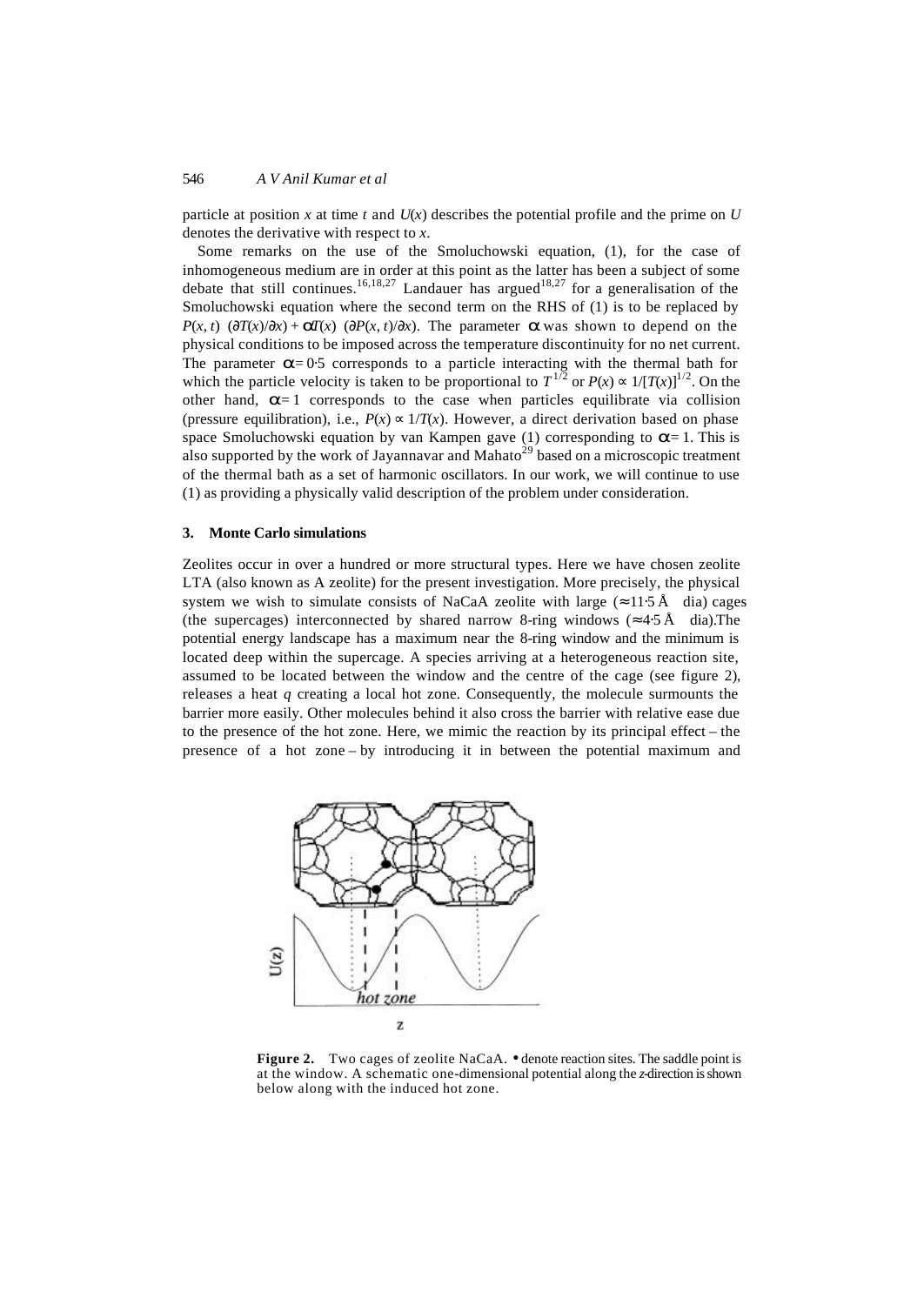particle at position $x$ at time $t$ and $U(x)$ describes the potential profile and the prime on $U$ denotes the derivative with respect to $x$.

Some remarks on the use of the Smoluchowski equation, (1), for the case of inhomogeneous medium are in order at this point as the latter has been a subject of some debate that still continues.[16,18,27] Landauer has argued[18,27] for a generalisation of the Smoluchowski equation where the second term on the RHS of (1) is to be replaced by $P(x, t)\ (\partial T(x)/\partial x) + \alpha T(x)\ (\partial P(x, t)/\partial x)$. The parameter $\alpha$ was shown to depend on the physical conditions to be imposed across the temperature discontinuity for no net current. The parameter $\alpha = 0{\cdot}5$ corresponds to a particle interacting with the thermal bath for which the particle velocity is taken to be proportional to $T^{1/2}$ or $P(x) \propto 1/[T(x)]^{1/2}$. On the other hand, $\alpha = 1$ corresponds to the case when particles equilibrate via collision (pressure equilibration), i.e., $P(x) \propto 1/T(x)$. However, a direct derivation based on phase space Smoluchowski equation by van Kampen gave (1) corresponding to $\alpha = 1$. This is also supported by the work of Jayannavar and Mahato[29] based on a microscopic treatment of the thermal bath as a set of harmonic oscillators. In our work, we will continue to use (1) as providing a physically valid description of the problem under consideration.

## 3. Monte Carlo simulations

Zeolites occur in over a hundred or more structural types. Here we have chosen zeolite LTA (also known as A zeolite) for the present investigation. More precisely, the physical system we wish to simulate consists of NaCaA zeolite with large ($\approx 11{\cdot}5$ Å dia) cages (the supercages) interconnected by shared narrow 8-ring windows ($\approx 4{\cdot}5$ Å dia).The potential energy landscape has a maximum near the 8-ring window and the minimum is located deep within the supercage. A species arriving at a heterogeneous reaction site, assumed to be located between the window and the centre of the cage (see figure 2), releases a heat $q$ creating a local hot zone. Consequently, the molecule surmounts the barrier more easily. Other molecules behind it also cross the barrier with relative ease due to the presence of the hot zone. Here, we mimic the reaction by its principal effect – the presence of a hot zone – by introducing it in between the potential maximum and

**Figure 2.** Two cages of zeolite NaCaA. • denote reaction sites. The saddle point is at the window. A schematic one-dimensional potential along the $z$-direction is shown below along with the induced hot zone.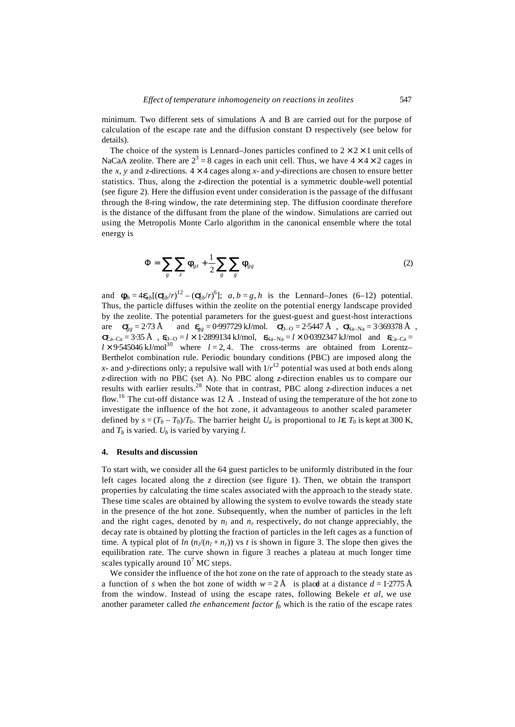minimum. Two different sets of simulations A and B are carried out for the purpose of calculation of the escape rate and the diffusion constant D respectively (see below for details).

The choice of the system is Lennard–Jones particles confined to $2 \times 2 \times 1$ unit cells of NaCaA zeolite. There are $2^3 = 8$ cages in each unit cell. Thus, we have $4 \times 4 \times 2$ cages in the *x*, *y* and *z*-directions. $4 \times 4$ cages along *x*- and *y*-directions are chosen to ensure better statistics. Thus, along the *z*-direction the potential is a symmetric double-well potential (see figure 2). Here the diffusion event under consideration is the passage of the diffusant through the 8-ring window, the rate determining step. The diffusion coordinate therefore is the distance of the diffusant from the plane of the window. Simulations are carried out using the Metropolis Monte Carlo algorithm in the canonical ensemble where the total energy is

$$\Phi = \sum_{g} \sum_{z} \phi_{gz} + \frac{1}{2} \sum_{g} \sum_{g} \phi_{gg} \tag{2}$$

and $\phi_{ab} = 4\epsilon_{ab}[(\sigma_{ab}/r)^{12} - (\sigma_{ab}/r)^{6}]$; $a, b = g, h$ is the Lennard–Jones (6–12) potential. Thus, the particle diffuses within the zeolite on the potential energy landscape provided by the zeolite. The potential parameters for the guest-guest and guest-host interactions are $\sigma_{gg} = 2{\cdot}73$ Å and $\epsilon_{gg} = 0{\cdot}997729$ kJ/mol. $\sigma_{O-O} = 2{\cdot}5447$ Å, $\sigma_{Na-Na} = 3{\cdot}369378$ Å, $\sigma_{Ca-Ca} = 3{\cdot}35$ Å, $\epsilon_{O-O} = l \times 1{\cdot}2899134$ kJ/mol, $\epsilon_{Na-Na} = l \times 0{\cdot}0392347$ kJ/mol and $\epsilon_{Ca-Ca} = l \times 9{\cdot}545046$ kJ/mol[30] where $l = 2, 4$. The cross-terms are obtained from Lorentz–Berthelot combination rule. Periodic boundary conditions (PBC) are imposed along the *x*- and *y*-directions only; a repulsive wall with $1/r^{12}$ potential was used at both ends along *z*-direction with no PBC (set A). No PBC along *z*-direction enables us to compare our results with earlier results.[28] Note that in contrast, PBC along *z*-direction induces a net flow.[16] The cut-off distance was 12 Å. Instead of using the temperature of the hot zone to investigate the influence of the hot zone, it advantageous to another scaled parameter defined by $s = (T_b - T_0)/T_0$. The barrier height $U_a$ is proportional to $l\epsilon$. $T_0$ is kept at 300 K, and $T_b$ is varied. $U_b$ is varied by varying $l$.

## 4. Results and discussion

To start with, we consider all the 64 guest particles to be uniformly distributed in the four left cages located along the *z* direction (see figure 1). Then, we obtain the transport properties by calculating the time scales associated with the approach to the steady state. These time scales are obtained by allowing the system to evolve towards the steady state in the presence of the hot zone. Subsequently, when the number of particles in the left and the right cages, denoted by $n_l$ and $n_r$ respectively, do not change appreciably, the decay rate is obtained by plotting the fraction of particles in the left cages as a function of time. A typical plot of $ln\ (n_l/(n_l + n_r))$ vs $t$ is shown in figure 3. The slope then gives the equilibration rate. The curve shown in figure 3 reaches a plateau at much longer time scales typically around $10^7$ MC steps.

We consider the influence of the hot zone on the rate of approach to the steady state as a function of *s* when the hot zone of width $w = 2$ Å is placed at a distance $d = 1{\cdot}2775$ Å from the window. Instead of using the escape rates, following Bekele *et al*, we use another parameter called *the enhancement factor* $f_b$ which is the ratio of the escape rates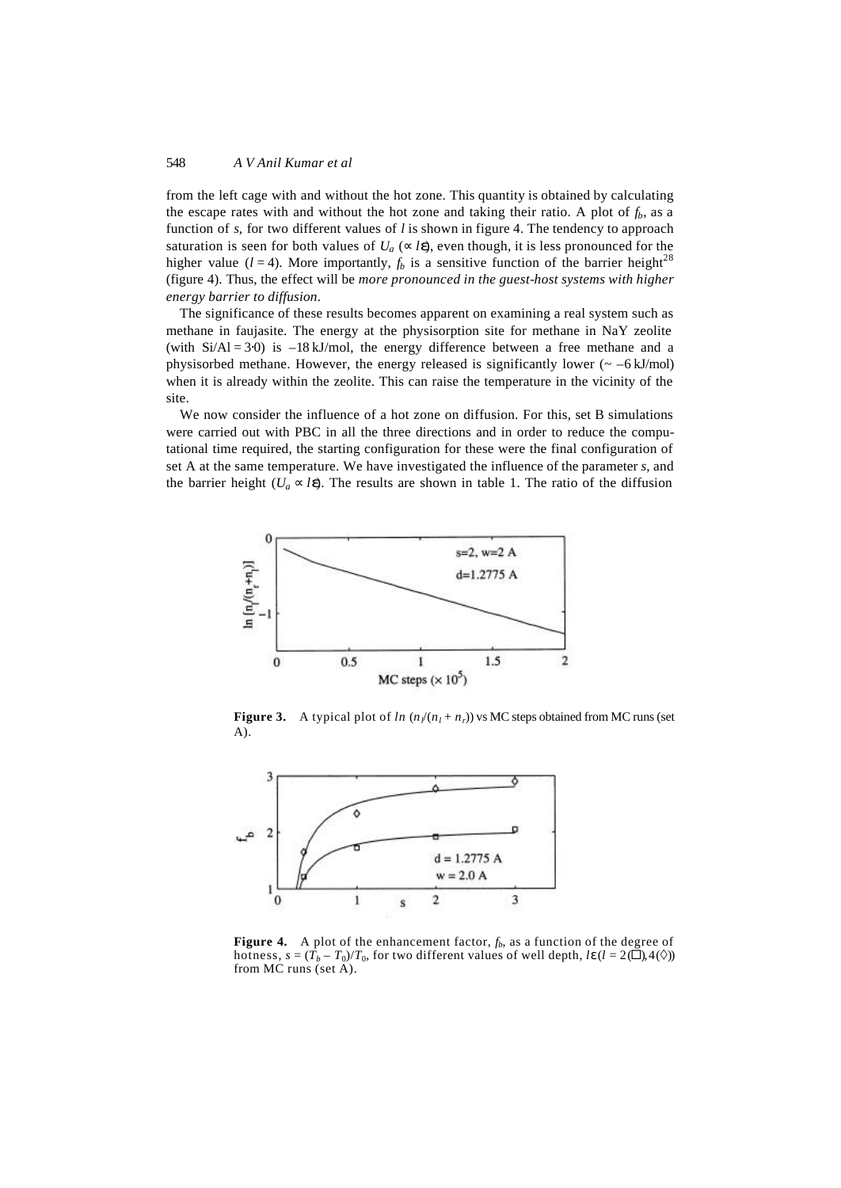from the left cage with and without the hot zone. This quantity is obtained by calculating the escape rates with and without the hot zone and taking their ratio. A plot of $f_b$, as a function of $s$, for two different values of $l$ is shown in figure 4. The tendency to approach saturation is seen for both values of $U_a$ ($\propto l\epsilon$), even though, it is less pronounced for the higher value ($l = 4$). More importantly, $f_b$ is a sensitive function of the barrier height[28] (figure 4). Thus, the effect will be *more pronounced in the guest-host systems with higher energy barrier to diffusion*.

The significance of these results becomes apparent on examining a real system such as methane in faujasite. The energy at the physisorption site for methane in NaY zeolite (with Si/Al = 3·0) is –18 kJ/mol, the energy difference between a free methane and a physisorbed methane. However, the energy released is significantly lower (~ –6 kJ/mol) when it is already within the zeolite. This can raise the temperature in the vicinity of the site.

We now consider the influence of a hot zone on diffusion. For this, set B simulations were carried out with PBC in all the three directions and in order to reduce the computational time required, the starting configuration for these were the final configuration of set A at the same temperature. We have investigated the influence of the parameter $s$, and the barrier height ($U_a \propto l\epsilon$). The results are shown in table 1. The ratio of the diffusion

**Figure 3.** A typical plot of $ln\ (n_l/(n_l + n_r))$ vs MC steps obtained from MC runs (set A).

**Figure 4.** A plot of the enhancement factor, $f_b$, as a function of the degree of hotness, $s = (T_b - T_0)/T_0$, for two different values of well depth, $l\epsilon$ ($l = 2$(□), 4(◇)) from MC runs (set A).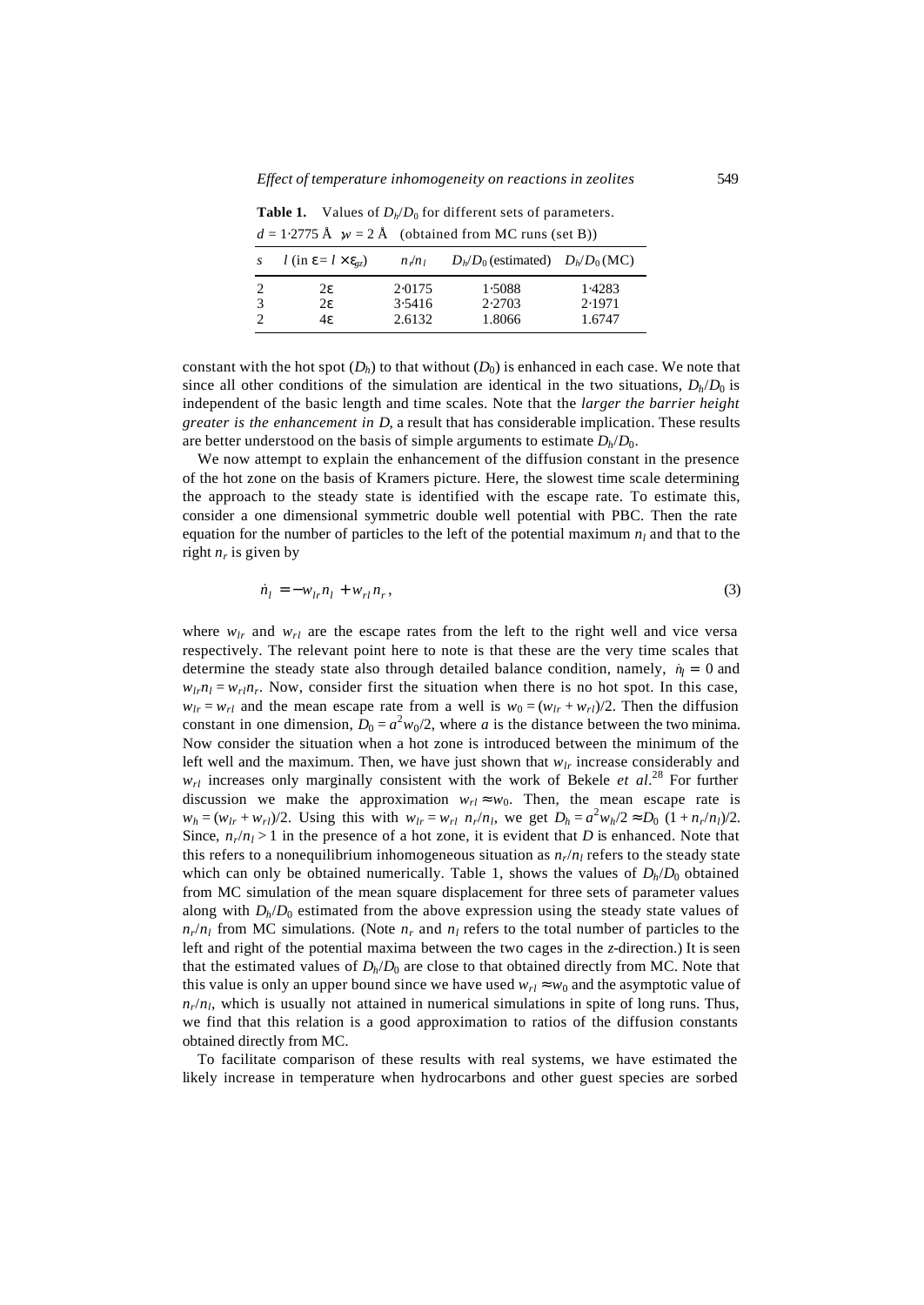**Table 1.** Values of $D_h/D_0$ for different sets of parameters. $d = 1{\cdot}2775$ Å $\sigma_w = 2$ Å (obtained from MC runs (set B))

| $s$ | $l$ (in $\varepsilon = l \times \varepsilon_{gz}$) | $n_r/n_l$ | $D_h/D_0$ (estimated) | $D_h/D_0$ (MC) |
|---|---|---|---|---|
| 2 | $2\varepsilon$ | 2·0175 | 1·5088 | 1·4283 |
| 3 | $2\varepsilon$ | 3·5416 | 2·2703 | 2·1971 |
| 2 | $4\varepsilon$ | 2.6132 | 1.8066 | 1.6747 |

constant with the hot spot ($D_h$) to that without ($D_0$) is enhanced in each case. We note that since all other conditions of the simulation are identical in the two situations, $D_h/D_0$ is independent of the basic length and time scales. Note that the *larger the barrier height greater is the enhancement in D*, a result that has considerable implication. These results are better understood on the basis of simple arguments to estimate $D_h/D_0$.

We now attempt to explain the enhancement of the diffusion constant in the presence of the hot zone on the basis of Kramers picture. Here, the slowest time scale determining the approach to the steady state is identified with the escape rate. To estimate this, consider a one dimensional symmetric double well potential with PBC. Then the rate equation for the number of particles to the left of the potential maximum $n_l$ and that to the right $n_r$ is given by

$$\dot{n}_l = -w_{lr} n_l + w_{rl} n_r, \tag{3}$$

where $w_{lr}$ and $w_{rl}$ are the escape rates from the left to the right well and vice versa respectively. The relevant point here to note is that these are the very time scales that determine the steady state also through detailed balance condition, namely, $\dot{n}_l = 0$ and $w_{lr} n_l = w_{rl} n_r$. Now, consider first the situation when there is no hot spot. In this case, $w_{lr} = w_{rl}$ and the mean escape rate from a well is $w_0 = (w_{lr} + w_{rl})/2$. Then the diffusion constant in one dimension, $D_0 = a^2 w_0/2$, where $a$ is the distance between the two minima. Now consider the situation when a hot zone is introduced between the minimum of the left well and the maximum. Then, we have just shown that $w_{lr}$ increase considerably and $w_{rl}$ increases only marginally consistent with the work of Bekele *et al*.[28] For further discussion we make the approximation $w_{rl} \approx w_0$. Then, the mean escape rate is $w_h = (w_{lr} + w_{rl})/2$. Using this with $w_{lr} = w_{rl}\ n_r/n_l$, we get $D_h = a^2 w_h/2 \approx D_0\ (1 + n_r/n_l)/2$. Since, $n_r/n_l > 1$ in the presence of a hot zone, it is evident that $D$ is enhanced. Note that this refers to a nonequilibrium inhomogeneous situation as $n_r/n_l$ refers to the steady state which can only be obtained numerically. Table 1, shows the values of $D_h/D_0$ obtained from MC simulation of the mean square displacement for three sets of parameter values along with $D_h/D_0$ estimated from the above expression using the steady state values of $n_r/n_l$ from MC simulations. (Note $n_r$ and $n_l$ refers to the total number of particles to the left and right of the potential maxima between the two cages in the *z*-direction.) It is seen that the estimated values of $D_h/D_0$ are close to that obtained directly from MC. Note that this value is only an upper bound since we have used $w_{rl} \approx w_0$ and the asymptotic value of $n_r/n_l$, which is usually not attained in numerical simulations in spite of long runs. Thus, we find that this relation is a good approximation to ratios of the diffusion constants obtained directly from MC.

To facilitate comparison of these results with real systems, we have estimated the likely increase in temperature when hydrocarbons and other guest species are sorbed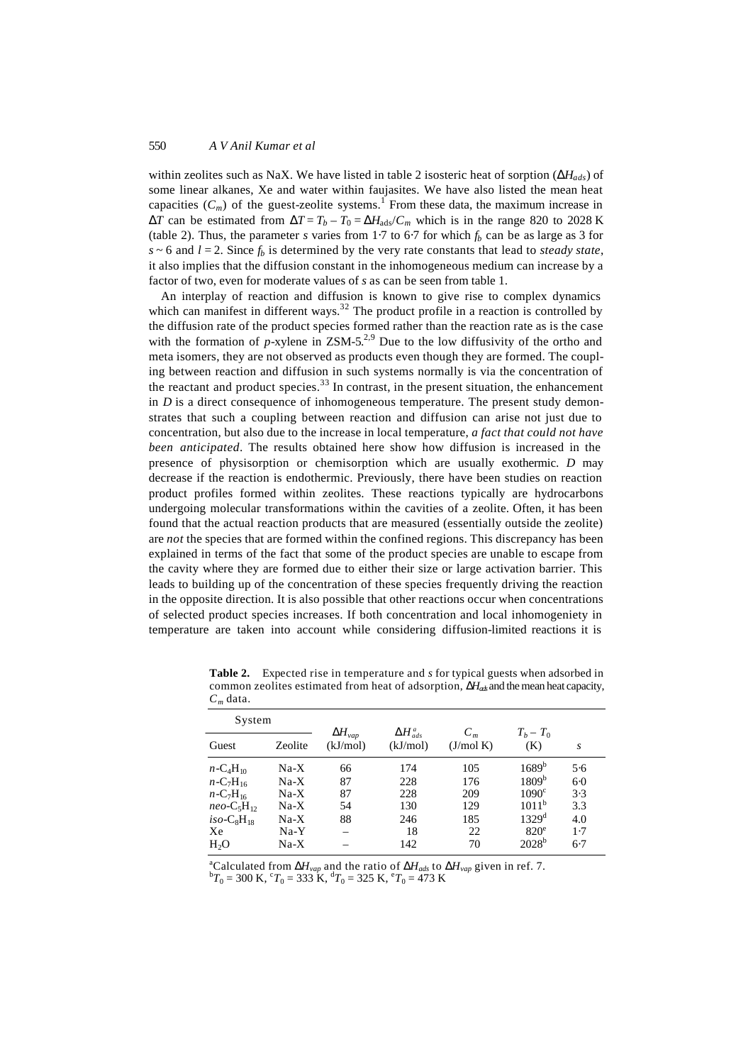within zeolites such as NaX. We have listed in table 2 isosteric heat of sorption ($\Delta H_{ads}$) of some linear alkanes, Xe and water within faujasites. We have also listed the mean heat capacities ($C_m$) of the guest-zeolite systems.[1] From these data, the maximum increase in $\Delta T$ can be estimated from $\Delta T = T_b - T_0 = \Delta H_{ads}/C_m$ which is in the range 820 to 2028 K (table 2). Thus, the parameter $s$ varies from 1·7 to 6·7 for which $f_b$ can be as large as 3 for $s \sim 6$ and $l = 2$. Since $f_b$ is determined by the very rate constants that lead to *steady state*, it also implies that the diffusion constant in the inhomogeneous medium can increase by a factor of two, even for moderate values of $s$ as can be seen from table 1.

An interplay of reaction and diffusion is known to give rise to complex dynamics which can manifest in different ways.[32] The product profile in a reaction is controlled by the diffusion rate of the product species formed rather than the reaction rate as is the case with the formation of *p*-xylene in ZSM-5.[2,9] Due to the low diffusivity of the ortho and meta isomers, they are not observed as products even though they are formed. The coupling between reaction and diffusion in such systems normally is via the concentration of the reactant and product species.[33] In contrast, in the present situation, the enhancement in $D$ is a direct consequence of inhomogeneous temperature. The present study demonstrates that such a coupling between reaction and diffusion can arise not just due to concentration, but also due to the increase in local temperature, *a fact that could not have been anticipated*. The results obtained here show how diffusion is increased in the presence of physisorption or chemisorption which are usually exothermic. $D$ may decrease if the reaction is endothermic. Previously, there have been studies on reaction product profiles formed within zeolites. These reactions typically are hydrocarbons undergoing molecular transformations within the cavities of a zeolite. Often, it has been found that the actual reaction products that are measured (essentially outside the zeolite) are *not* the species that are formed within the confined regions. This discrepancy has been explained in terms of the fact that some of the product species are unable to escape from the cavity where they are formed due to either their size or large activation barrier. This leads to building up of the concentration of these species frequently driving the reaction in the opposite direction. It is also possible that other reactions occur when concentrations of selected product species increases. If both concentration and local inhomogeniety in temperature are taken into account while considering diffusion-limited reactions it is

**Table 2.** Expected rise in temperature and $s$ for typical guests when adsorbed in common zeolites estimated from heat of adsorption, $\Delta H_{ads}$ and the mean heat capacity, $C_m$ data.

| System | | | | | | |
|---|---|---|---|---|---|---|
| Guest | Zeolite | $\Delta H_{vap}$ (kJ/mol) | $\Delta H^{a}_{ads}$ (kJ/mol) | $C_m$ (J/mol K) | $T_b - T_0$ (K) | $s$ |
| $n$-$C_4H_{10}$ | Na-X | 66 | 174 | 105 | 1689[b] | 5·6 |
| $n$-$C_7H_{16}$ | Na-X | 87 | 228 | 176 | 1809[b] | 6·0 |
| $n$-$C_7H_{16}$ | Na-X | 87 | 228 | 209 | 1090[c] | 3·3 |
| *neo*-$C_5H_{12}$ | Na-X | 54 | 130 | 129 | 1011[b] | 3.3 |
| *iso*-$C_8H_{18}$ | Na-X | 88 | 246 | 185 | 1329[d] | 4.0 |
| Xe | Na-Y | – | 18 | 22 | 820[e] | 1·7 |
| $H_2O$ | Na-X | – | 142 | 70 | 2028[b] | 6·7 |

[a]Calculated from $\Delta H_{vap}$ and the ratio of $\Delta H_{ads}$ to $\Delta H_{vap}$ given in ref. 7.
[b]$T_0$ = 300 K, [c]$T_0$ = 333 K, [d]$T_0$ = 325 K, [e]$T_0$ = 473 K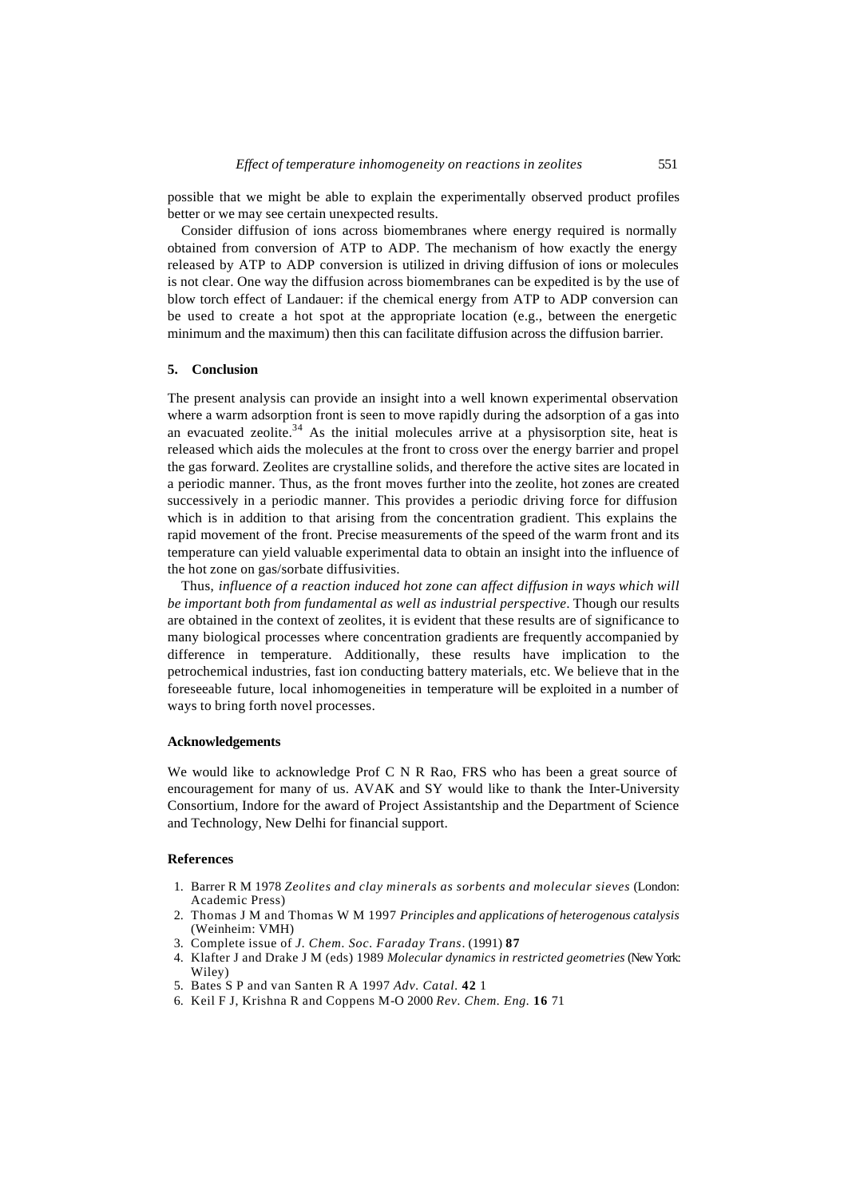possible that we might be able to explain the experimentally observed product profiles better or we may see certain unexpected results.

Consider diffusion of ions across biomembranes where energy required is normally obtained from conversion of ATP to ADP. The mechanism of how exactly the energy released by ATP to ADP conversion is utilized in driving diffusion of ions or molecules is not clear. One way the diffusion across biomembranes can be expedited is by the use of blow torch effect of Landauer: if the chemical energy from ATP to ADP conversion can be used to create a hot spot at the appropriate location (e.g., between the energetic minimum and the maximum) then this can facilitate diffusion across the diffusion barrier.

## 5. Conclusion

The present analysis can provide an insight into a well known experimental observation where a warm adsorption front is seen to move rapidly during the adsorption of a gas into an evacuated zeolite.[34] As the initial molecules arrive at a physisorption site, heat is released which aids the molecules at the front to cross over the energy barrier and propel the gas forward. Zeolites are crystalline solids, and therefore the active sites are located in a periodic manner. Thus, as the front moves further into the zeolite, hot zones are created successively in a periodic manner. This provides a periodic driving force for diffusion which is in addition to that arising from the concentration gradient. This explains the rapid movement of the front. Precise measurements of the speed of the warm front and its temperature can yield valuable experimental data to obtain an insight into the influence of the hot zone on gas/sorbate diffusivities.

Thus, *influence of a reaction induced hot zone can affect diffusion in ways which will be important both from fundamental as well as industrial perspective*. Though our results are obtained in the context of zeolites, it is evident that these results are of significance to many biological processes where concentration gradients are frequently accompanied by difference in temperature. Additionally, these results have implication to the petrochemical industries, fast ion conducting battery materials, etc. We believe that in the foreseeable future, local inhomogeneities in temperature will be exploited in a number of ways to bring forth novel processes.

### Acknowledgements

We would like to acknowledge Prof C N R Rao, FRS who has been a great source of encouragement for many of us. AVAK and SY would like to thank the Inter-University Consortium, Indore for the award of Project Assistantship and the Department of Science and Technology, New Delhi for financial support.

### References

1. Barrer R M 1978 *Zeolites and clay minerals as sorbents and molecular sieves* (London: Academic Press)
2. Thomas J M and Thomas W M 1997 *Principles and applications of heterogenous catalysis* (Weinheim: VMH)
3. Complete issue of *J. Chem. Soc. Faraday Trans*. (1991) **87**
4. Klafter J and Drake J M (eds) 1989 *Molecular dynamics in restricted geometries* (New York: Wiley)
5. Bates S P and van Santen R A 1997 *Adv. Catal.* **42** 1
6. Keil F J, Krishna R and Coppens M-O 2000 *Rev. Chem. Eng.* **16** 71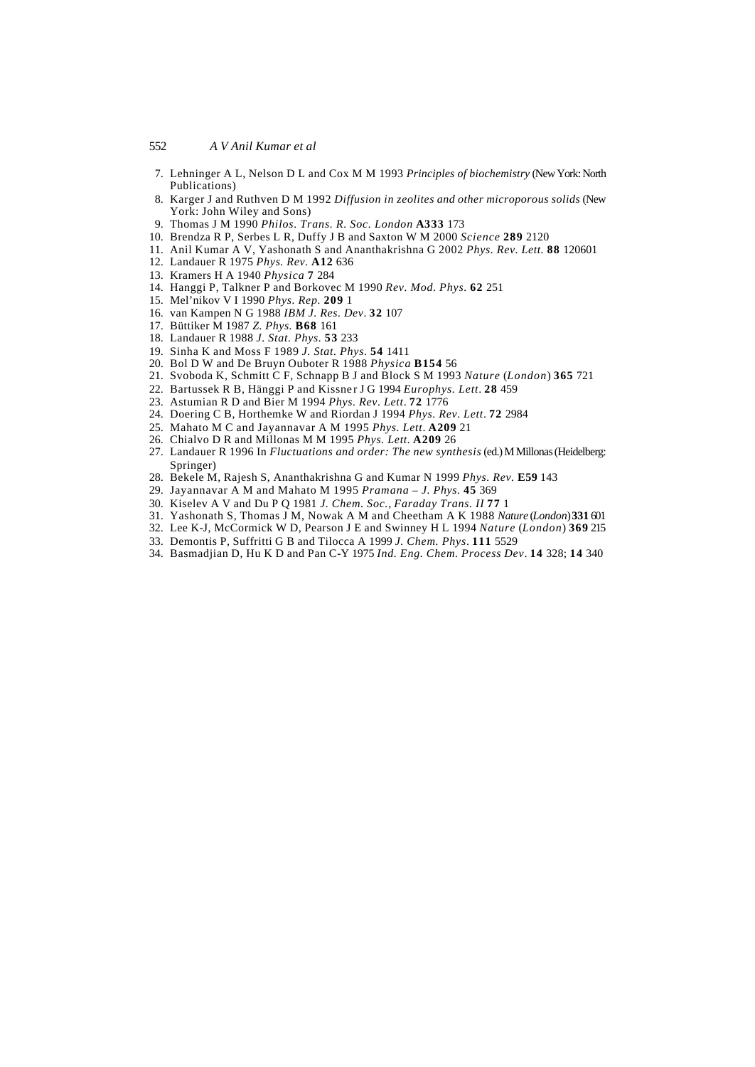7. Lehninger A L, Nelson D L and Cox M M 1993 *Principles of biochemistry* (New York: North Publications)
8. Karger J and Ruthven D M 1992 *Diffusion in zeolites and other microporous solids* (New York: John Wiley and Sons)
9. Thomas J M 1990 *Philos. Trans. R. Soc. London* **A333** 173
10. Brendza R P, Serbes L R, Duffy J B and Saxton W M 2000 *Science* **289** 2120
11. Anil Kumar A V, Yashonath S and Ananthakrishna G 2002 *Phys. Rev. Lett.* **88** 120601
12. Landauer R 1975 *Phys. Rev.* **A12** 636
13. Kramers H A 1940 *Physica* **7** 284
14. Hanggi P, Talkner P and Borkovec M 1990 *Rev. Mod. Phys.* **62** 251
15. Mel'nikov V I 1990 *Phys. Rep.* **209** 1
16. van Kampen N G 1988 *IBM J. Res. Dev.* **32** 107
17. Büttiker M 1987 *Z. Phys.* **B68** 161
18. Landauer R 1988 *J. Stat. Phys.* **53** 233
19. Sinha K and Moss F 1989 *J. Stat. Phys.* **54** 1411
20. Bol D W and De Bruyn Ouboter R 1988 *Physica* **B154** 56
21. Svoboda K, Schmitt C F, Schnapp B J and Block S M 1993 *Nature* (*London*) **365** 721
22. Bartussek R B, Hänggi P and Kissner J G 1994 *Europhys. Lett.* **28** 459
23. Astumian R D and Bier M 1994 *Phys. Rev. Lett.* **72** 1776
24. Doering C B, Horthemke W and Riordan J 1994 *Phys. Rev. Lett.* **72** 2984
25. Mahato M C and Jayannavar A M 1995 *Phys. Lett.* **A209** 21
26. Chialvo D R and Millonas M M 1995 *Phys. Lett.* **A209** 26
27. Landauer R 1996 In *Fluctuations and order: The new synthesis* (ed.) M Millonas (Heidelberg: Springer)
28. Bekele M, Rajesh S, Ananthakrishna G and Kumar N 1999 *Phys. Rev.* **E59** 143
29. Jayannavar A M and Mahato M 1995 *Pramana – J. Phys.* **45** 369
30. Kiselev A V and Du P Q 1981 *J. Chem. Soc., Faraday Trans. II* **77** 1
31. Yashonath S, Thomas J M, Nowak A M and Cheetham A K 1988 *Nature* (*London*) **331** 601
32. Lee K-J, McCormick W D, Pearson J E and Swinney H L 1994 *Nature* (*London*) **369** 215
33. Demontis P, Suffritti G B and Tilocca A 1999 *J. Chem. Phys.* **111** 5529
34. Basmadjian D, Hu K D and Pan C-Y 1975 *Ind. Eng. Chem. Process Dev.* **14** 328; **14** 340